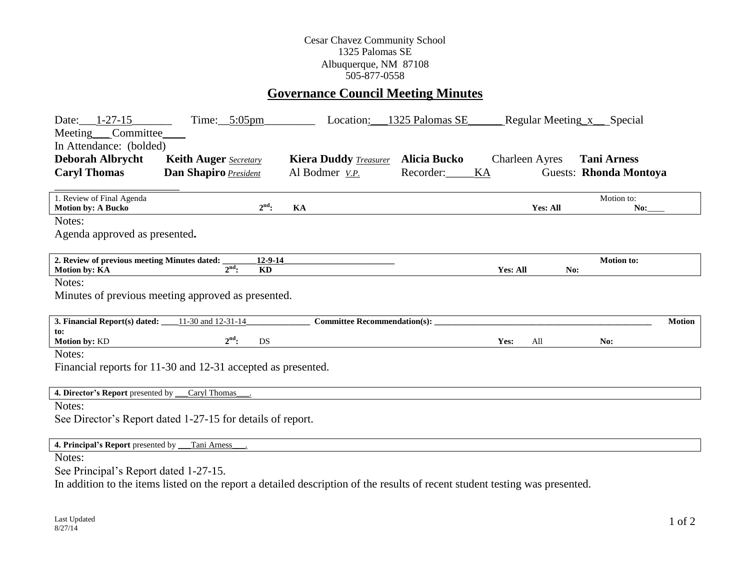Cesar Chavez Community School
1325 Palomas SE
Albuquerque, NM 87108
505-877-0558

# Governance Council Meeting Minutes

Date: 1-27-15 Time: 5:05pm Location: 1325 Palomas SE Regular Meeting x Special Meeting___ Committee____

In Attendance: (bolded)

**Deborah Albrycht** **Keith Auger** *Secretary* **Kiera Duddy** *Treasurer* **Alicia Bucko** Charleen Ayres **Tani Arness**
**Caryl Thomas** **Dan Shapiro** *President* Al Bodmer *V.P.* Recorder: KA Guests: **Rhonda Montoya**

| 1. Review of Final Agenda | | | Motion to: |
|---|---|---|---|
| **Motion by: A Bucko** | **2nd: KA** | **Yes: All** | **No:** |

Notes:

Agenda approved as presented.

| **2. Review of previous meeting Minutes dated: 12-9-14** | | | **Motion to:** |
|---|---|---|---|
| **Motion by: KA** | **2nd: KD** | **Yes: All** | **No:** |

Notes:

Minutes of previous meeting approved as presented.

| **3. Financial Report(s) dated:** 11-30 and 12-31-14 | **Committee Recommendation(s):** | | **Motion to:** |
|---|---|---|---|
| **Motion by:** KD | **2nd:** DS | **Yes:** All | **No:** |

Notes:

Financial reports for 11-30 and 12-31 accepted as presented.

| **4. Director's Report** presented by Caryl Thomas. |
|---|

Notes:

See Director's Report dated 1-27-15 for details of report.

| **4. Principal's Report** presented by Tani Arness. |
|---|

Notes:

See Principal's Report dated 1-27-15.

In addition to the items listed on the report a detailed description of the results of recent student testing was presented.

Last Updated
8/27/14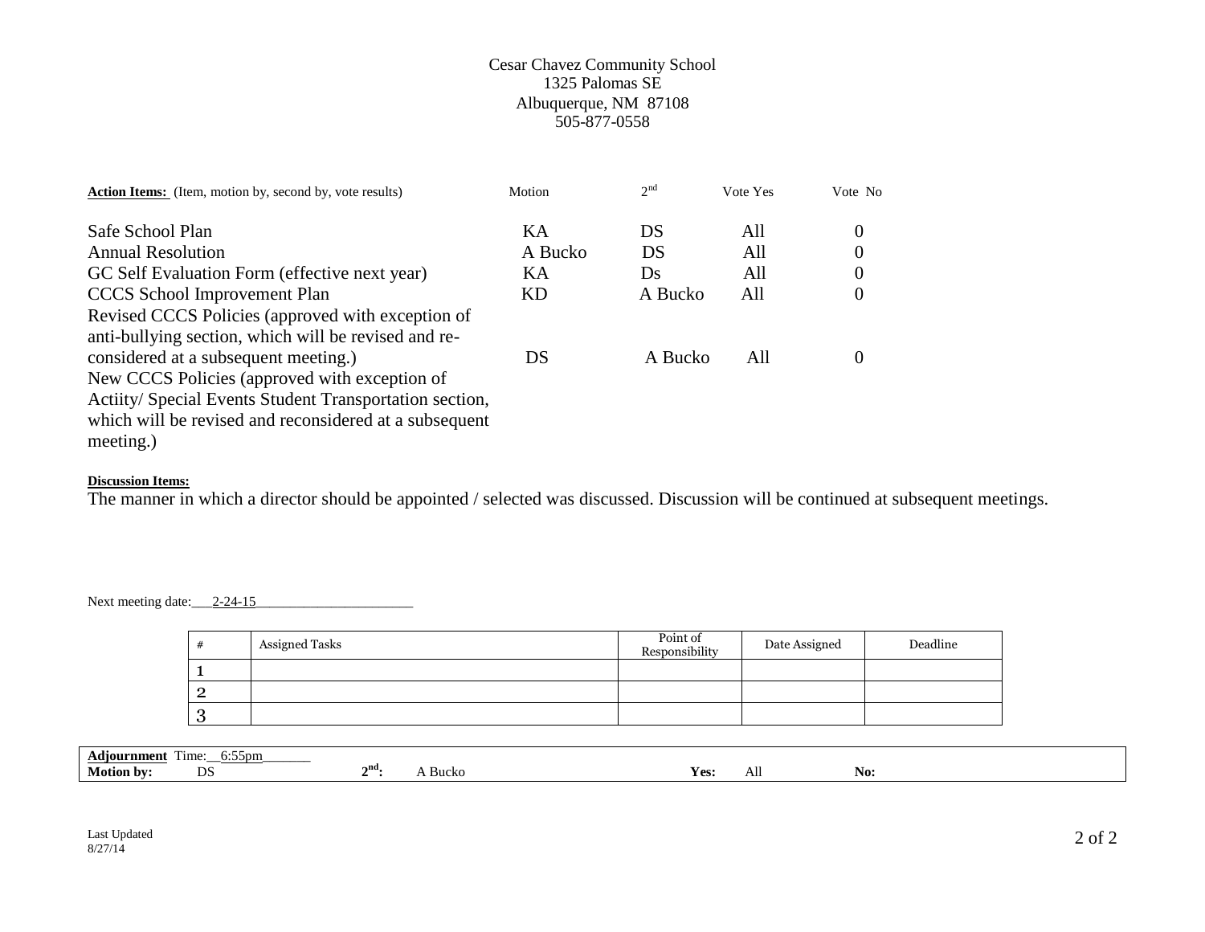Cesar Chavez Community School
1325 Palomas SE
Albuquerque, NM 87108
505-877-0558

| **Action Items:** (Item, motion by, second by, vote results) | Motion | $2^{nd}$ | Vote Yes | Vote No |
|---|---|---|---|---|
| Safe School Plan | KA | DS | All | 0 |
| Annual Resolution | A Bucko | DS | All | 0 |
| GC Self Evaluation Form (effective next year) | KA | Ds | All | 0 |
| CCCS School Improvement Plan | KD | A Bucko | All | 0 |
| Revised CCCS Policies (approved with exception of anti-bullying section, which will be revised and re-considered at a subsequent meeting.) | DS | A Bucko | All | 0 |
| New CCCS Policies (approved with exception of Actiity/ Special Events Student Transportation section, which will be revised and reconsidered at a subsequent meeting.) | | | | |

**Discussion Items:**

The manner in which a director should be appointed / selected was discussed. Discussion will be continued at subsequent meetings.

Next meeting date: 2-24-15

| # | Assigned Tasks | Point of Responsibility | Date Assigned | Deadline |
|---|---|---|---|---|
| 1 | | | | |
| 2 | | | | |
| 3 | | | | |

| **Adjournment** Time: 6:55pm | | | | | | |
|---|---|---|---|---|---|---|
| **Motion by:** | DS | **$2^{nd}$:** | A Bucko | **Yes:** | All | **No:** |

Last Updated
8/27/14